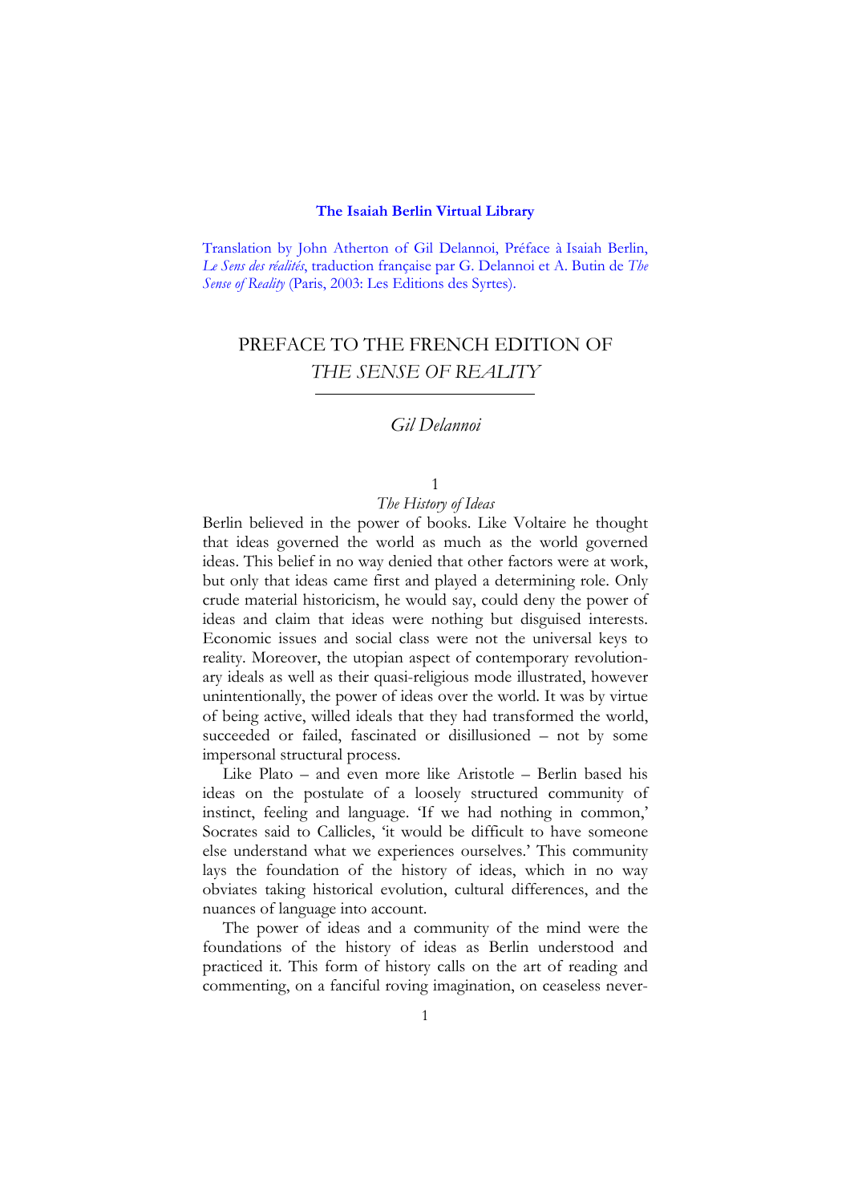**The Isaiah Berlin Virtual Library**

Translation by John Atherton of Gil Delannoi, Préface à Isaiah Berlin, *Le Sens des réalités*, traduction française par G. Delannoi et A. Butin de *The Sense of Reality* (Paris, 2003: Les Editions des Syrtes).

# PREFACE TO THE FRENCH EDITION OF *THE SENSE OF REALITY*

*Gil Delannoi*

## 1
## *The History of Ideas*

Berlin believed in the power of books. Like Voltaire he thought that ideas governed the world as much as the world governed ideas. This belief in no way denied that other factors were at work, but only that ideas came first and played a determining role. Only crude material historicism, he would say, could deny the power of ideas and claim that ideas were nothing but disguised interests. Economic issues and social class were not the universal keys to reality. Moreover, the utopian aspect of contemporary revolutionary ideals as well as their quasi-religious mode illustrated, however unintentionally, the power of ideas over the world. It was by virtue of being active, willed ideals that they had transformed the world, succeeded or failed, fascinated or disillusioned – not by some impersonal structural process.

Like Plato – and even more like Aristotle – Berlin based his ideas on the postulate of a loosely structured community of instinct, feeling and language. 'If we had nothing in common,' Socrates said to Callicles, 'it would be difficult to have someone else understand what we experiences ourselves.' This community lays the foundation of the history of ideas, which in no way obviates taking historical evolution, cultural differences, and the nuances of language into account.

The power of ideas and a community of the mind were the foundations of the history of ideas as Berlin understood and practiced it. This form of history calls on the art of reading and commenting, on a fanciful roving imagination, on ceaseless never-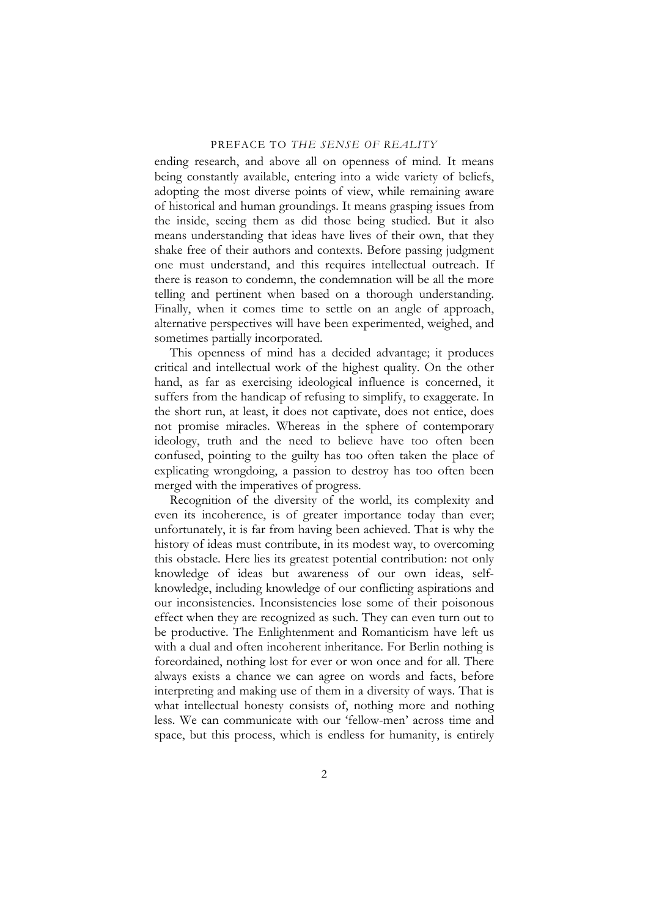ending research, and above all on openness of mind. It means being constantly available, entering into a wide variety of beliefs, adopting the most diverse points of view, while remaining aware of historical and human groundings. It means grasping issues from the inside, seeing them as did those being studied. But it also means understanding that ideas have lives of their own, that they shake free of their authors and contexts. Before passing judgment one must understand, and this requires intellectual outreach. If there is reason to condemn, the condemnation will be all the more telling and pertinent when based on a thorough understanding. Finally, when it comes time to settle on an angle of approach, alternative perspectives will have been experimented, weighed, and sometimes partially incorporated.

This openness of mind has a decided advantage; it produces critical and intellectual work of the highest quality. On the other hand, as far as exercising ideological influence is concerned, it suffers from the handicap of refusing to simplify, to exaggerate. In the short run, at least, it does not captivate, does not entice, does not promise miracles. Whereas in the sphere of contemporary ideology, truth and the need to believe have too often been confused, pointing to the guilty has too often taken the place of explicating wrongdoing, a passion to destroy has too often been merged with the imperatives of progress.

Recognition of the diversity of the world, its complexity and even its incoherence, is of greater importance today than ever; unfortunately, it is far from having been achieved. That is why the history of ideas must contribute, in its modest way, to overcoming this obstacle. Here lies its greatest potential contribution: not only knowledge of ideas but awareness of our own ideas, self-knowledge, including knowledge of our conflicting aspirations and our inconsistencies. Inconsistencies lose some of their poisonous effect when they are recognized as such. They can even turn out to be productive. The Enlightenment and Romanticism have left us with a dual and often incoherent inheritance. For Berlin nothing is foreordained, nothing lost for ever or won once and for all. There always exists a chance we can agree on words and facts, before interpreting and making use of them in a diversity of ways. That is what intellectual honesty consists of, nothing more and nothing less. We can communicate with our 'fellow-men' across time and space, but this process, which is endless for humanity, is entirely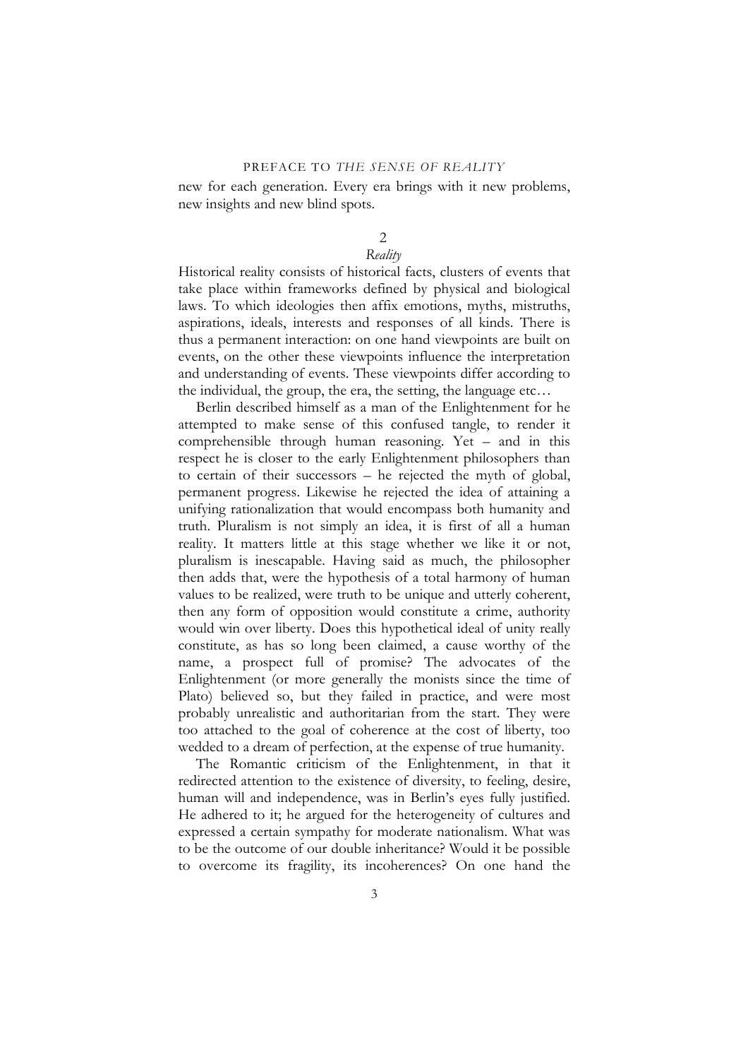new for each generation. Every era brings with it new problems, new insights and new blind spots.

## 2

### *Reality*

Historical reality consists of historical facts, clusters of events that take place within frameworks defined by physical and biological laws. To which ideologies then affix emotions, myths, mistruths, aspirations, ideals, interests and responses of all kinds. There is thus a permanent interaction: on one hand viewpoints are built on events, on the other these viewpoints influence the interpretation and understanding of events. These viewpoints differ according to the individual, the group, the era, the setting, the language etc…

Berlin described himself as a man of the Enlightenment for he attempted to make sense of this confused tangle, to render it comprehensible through human reasoning. Yet – and in this respect he is closer to the early Enlightenment philosophers than to certain of their successors – he rejected the myth of global, permanent progress. Likewise he rejected the idea of attaining a unifying rationalization that would encompass both humanity and truth. Pluralism is not simply an idea, it is first of all a human reality. It matters little at this stage whether we like it or not, pluralism is inescapable. Having said as much, the philosopher then adds that, were the hypothesis of a total harmony of human values to be realized, were truth to be unique and utterly coherent, then any form of opposition would constitute a crime, authority would win over liberty. Does this hypothetical ideal of unity really constitute, as has so long been claimed, a cause worthy of the name, a prospect full of promise? The advocates of the Enlightenment (or more generally the monists since the time of Plato) believed so, but they failed in practice, and were most probably unrealistic and authoritarian from the start. They were too attached to the goal of coherence at the cost of liberty, too wedded to a dream of perfection, at the expense of true humanity.

The Romantic criticism of the Enlightenment, in that it redirected attention to the existence of diversity, to feeling, desire, human will and independence, was in Berlin's eyes fully justified. He adhered to it; he argued for the heterogeneity of cultures and expressed a certain sympathy for moderate nationalism. What was to be the outcome of our double inheritance? Would it be possible to overcome its fragility, its incoherences? On one hand the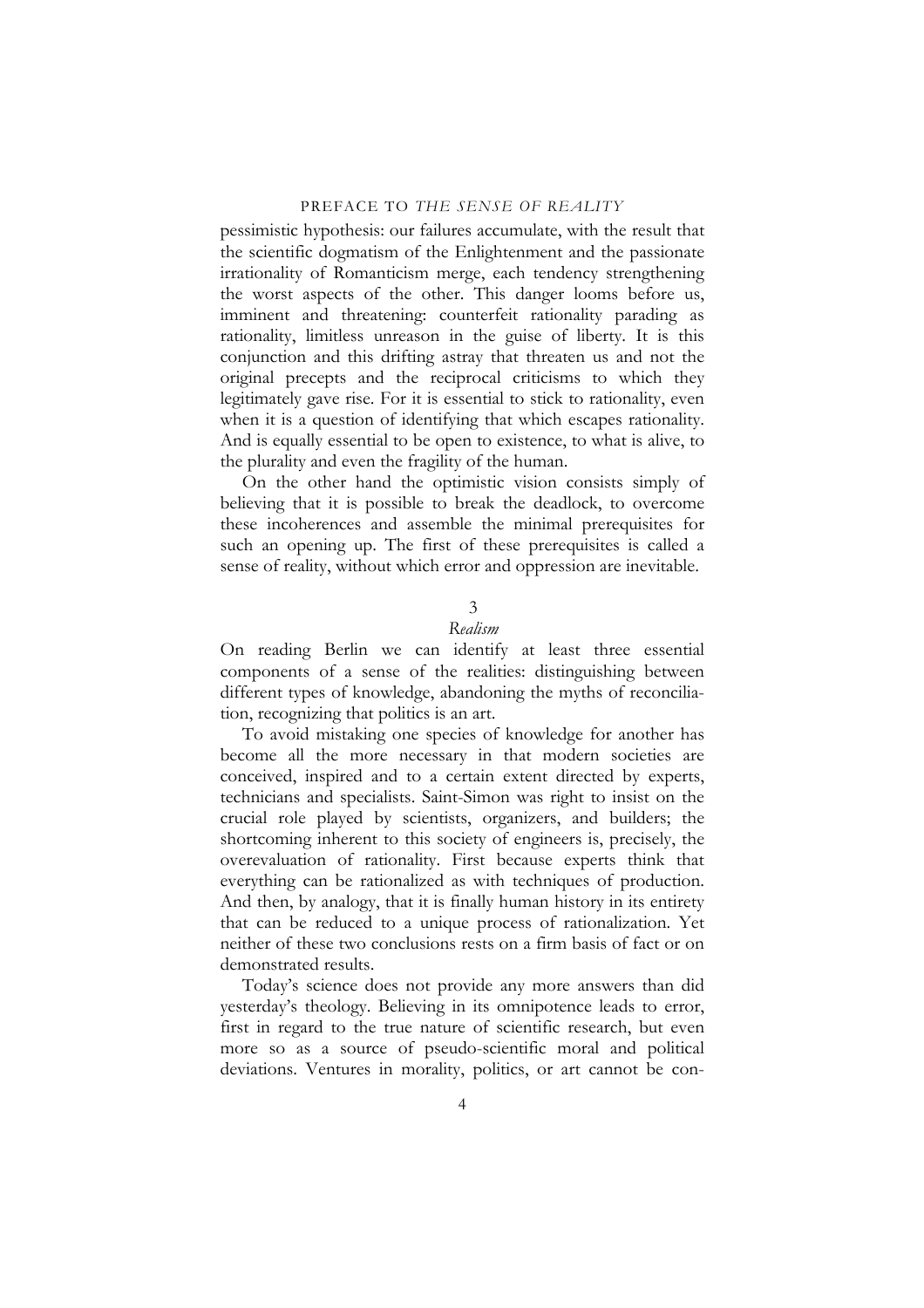pessimistic hypothesis: our failures accumulate, with the result that the scientific dogmatism of the Enlightenment and the passionate irrationality of Romanticism merge, each tendency strengthening the worst aspects of the other. This danger looms before us, imminent and threatening: counterfeit rationality parading as rationality, limitless unreason in the guise of liberty. It is this conjunction and this drifting astray that threaten us and not the original precepts and the reciprocal criticisms to which they legitimately gave rise. For it is essential to stick to rationality, even when it is a question of identifying that which escapes rationality. And is equally essential to be open to existence, to what is alive, to the plurality and even the fragility of the human.

On the other hand the optimistic vision consists simply of believing that it is possible to break the deadlock, to overcome these incoherences and assemble the minimal prerequisites for such an opening up. The first of these prerequisites is called a sense of reality, without which error and oppression are inevitable.

## 3
### *Realism*

On reading Berlin we can identify at least three essential components of a sense of the realities: distinguishing between different types of knowledge, abandoning the myths of reconciliation, recognizing that politics is an art.

To avoid mistaking one species of knowledge for another has become all the more necessary in that modern societies are conceived, inspired and to a certain extent directed by experts, technicians and specialists. Saint-Simon was right to insist on the crucial role played by scientists, organizers, and builders; the shortcoming inherent to this society of engineers is, precisely, the overevaluation of rationality. First because experts think that everything can be rationalized as with techniques of production. And then, by analogy, that it is finally human history in its entirety that can be reduced to a unique process of rationalization. Yet neither of these two conclusions rests on a firm basis of fact or on demonstrated results.

Today's science does not provide any more answers than did yesterday's theology. Believing in its omnipotence leads to error, first in regard to the true nature of scientific research, but even more so as a source of pseudo-scientific moral and political deviations. Ventures in morality, politics, or art cannot be con-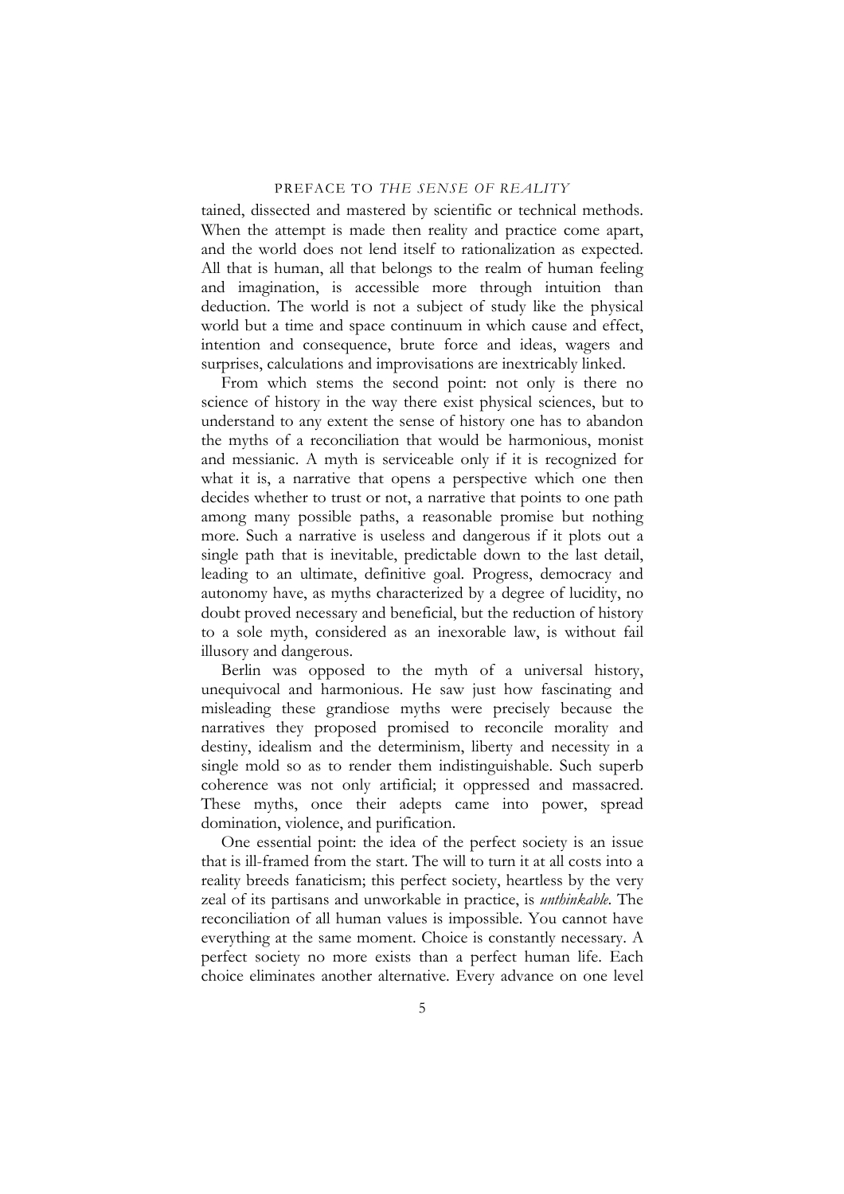tained, dissected and mastered by scientific or technical methods. When the attempt is made then reality and practice come apart, and the world does not lend itself to rationalization as expected. All that is human, all that belongs to the realm of human feeling and imagination, is accessible more through intuition than deduction. The world is not a subject of study like the physical world but a time and space continuum in which cause and effect, intention and consequence, brute force and ideas, wagers and surprises, calculations and improvisations are inextricably linked.

From which stems the second point: not only is there no science of history in the way there exist physical sciences, but to understand to any extent the sense of history one has to abandon the myths of a reconciliation that would be harmonious, monist and messianic. A myth is serviceable only if it is recognized for what it is, a narrative that opens a perspective which one then decides whether to trust or not, a narrative that points to one path among many possible paths, a reasonable promise but nothing more. Such a narrative is useless and dangerous if it plots out a single path that is inevitable, predictable down to the last detail, leading to an ultimate, definitive goal. Progress, democracy and autonomy have, as myths characterized by a degree of lucidity, no doubt proved necessary and beneficial, but the reduction of history to a sole myth, considered as an inexorable law, is without fail illusory and dangerous.

Berlin was opposed to the myth of a universal history, unequivocal and harmonious. He saw just how fascinating and misleading these grandiose myths were precisely because the narratives they proposed promised to reconcile morality and destiny, idealism and the determinism, liberty and necessity in a single mold so as to render them indistinguishable. Such superb coherence was not only artificial; it oppressed and massacred. These myths, once their adepts came into power, spread domination, violence, and purification.

One essential point: the idea of the perfect society is an issue that is ill-framed from the start. The will to turn it at all costs into a reality breeds fanaticism; this perfect society, heartless by the very zeal of its partisans and unworkable in practice, is *unthinkable*. The reconciliation of all human values is impossible. You cannot have everything at the same moment. Choice is constantly necessary. A perfect society no more exists than a perfect human life. Each choice eliminates another alternative. Every advance on one level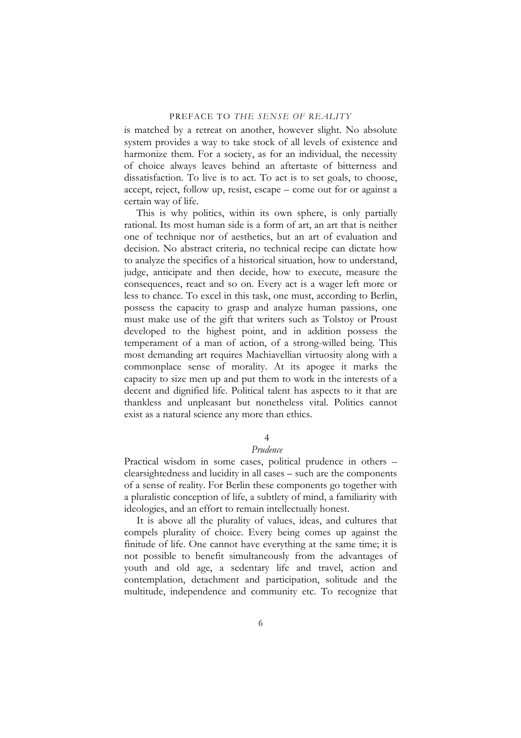is matched by a retreat on another, however slight. No absolute system provides a way to take stock of all levels of existence and harmonize them. For a society, as for an individual, the necessity of choice always leaves behind an aftertaste of bitterness and dissatisfaction. To live is to act. To act is to set goals, to choose, accept, reject, follow up, resist, escape – come out for or against a certain way of life.

This is why politics, within its own sphere, is only partially rational. Its most human side is a form of art, an art that is neither one of technique nor of aesthetics, but an art of evaluation and decision. No abstract criteria, no technical recipe can dictate how to analyze the specifics of a historical situation, how to understand, judge, anticipate and then decide, how to execute, measure the consequences, react and so on. Every act is a wager left more or less to chance. To excel in this task, one must, according to Berlin, possess the capacity to grasp and analyze human passions, one must make use of the gift that writers such as Tolstoy or Proust developed to the highest point, and in addition possess the temperament of a man of action, of a strong-willed being. This most demanding art requires Machiavellian virtuosity along with a commonplace sense of morality. At its apogee it marks the capacity to size men up and put them to work in the interests of a decent and dignified life. Political talent has aspects to it that are thankless and unpleasant but nonetheless vital. Politics cannot exist as a natural science any more than ethics.

## 4
### *Prudence*

Practical wisdom in some cases, political prudence in others – clearsightedness and lucidity in all cases – such are the components of a sense of reality. For Berlin these components go together with a pluralistic conception of life, a subtlety of mind, a familiarity with ideologies, and an effort to remain intellectually honest.

It is above all the plurality of values, ideas, and cultures that compels plurality of choice. Every being comes up against the finitude of life. One cannot have everything at the same time; it is not possible to benefit simultaneously from the advantages of youth and old age, a sedentary life and travel, action and contemplation, detachment and participation, solitude and the multitude, independence and community etc. To recognize that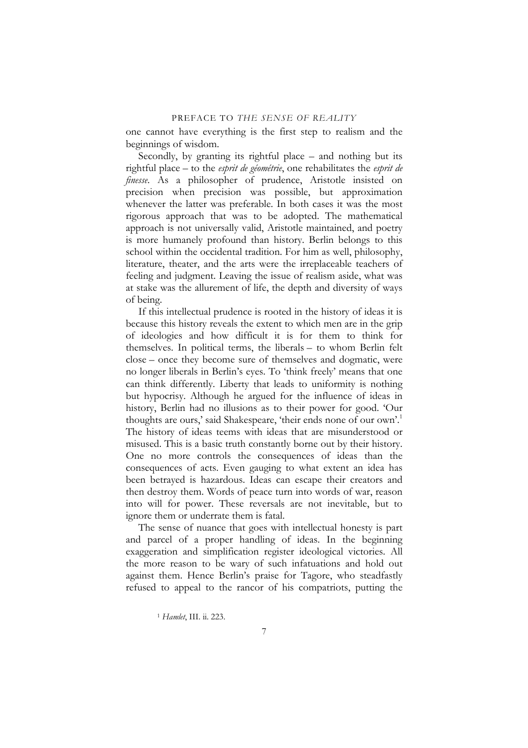one cannot have everything is the first step to realism and the beginnings of wisdom.

Secondly, by granting its rightful place – and nothing but its rightful place – to the *esprit de géométrie*, one rehabilitates the *esprit de finesse*. As a philosopher of prudence, Aristotle insisted on precision when precision was possible, but approximation whenever the latter was preferable. In both cases it was the most rigorous approach that was to be adopted. The mathematical approach is not universally valid, Aristotle maintained, and poetry is more humanely profound than history. Berlin belongs to this school within the occidental tradition. For him as well, philosophy, literature, theater, and the arts were the irreplaceable teachers of feeling and judgment. Leaving the issue of realism aside, what was at stake was the allurement of life, the depth and diversity of ways of being.

If this intellectual prudence is rooted in the history of ideas it is because this history reveals the extent to which men are in the grip of ideologies and how difficult it is for them to think for themselves. In political terms, the liberals – to whom Berlin felt close – once they become sure of themselves and dogmatic, were no longer liberals in Berlin's eyes. To 'think freely' means that one can think differently. Liberty that leads to uniformity is nothing but hypocrisy. Although he argued for the influence of ideas in history, Berlin had no illusions as to their power for good. 'Our thoughts are ours,' said Shakespeare, 'their ends none of our own'.[1] The history of ideas teems with ideas that are misunderstood or misused. This is a basic truth constantly borne out by their history. One no more controls the consequences of ideas than the consequences of acts. Even gauging to what extent an idea has been betrayed is hazardous. Ideas can escape their creators and then destroy them. Words of peace turn into words of war, reason into will for power. These reversals are not inevitable, but to ignore them or underrate them is fatal.

The sense of nuance that goes with intellectual honesty is part and parcel of a proper handling of ideas. In the beginning exaggeration and simplification register ideological victories. All the more reason to be wary of such infatuations and hold out against them. Hence Berlin's praise for Tagore, who steadfastly refused to appeal to the rancor of his compatriots, putting the

[1] *Hamlet*, III. ii. 223.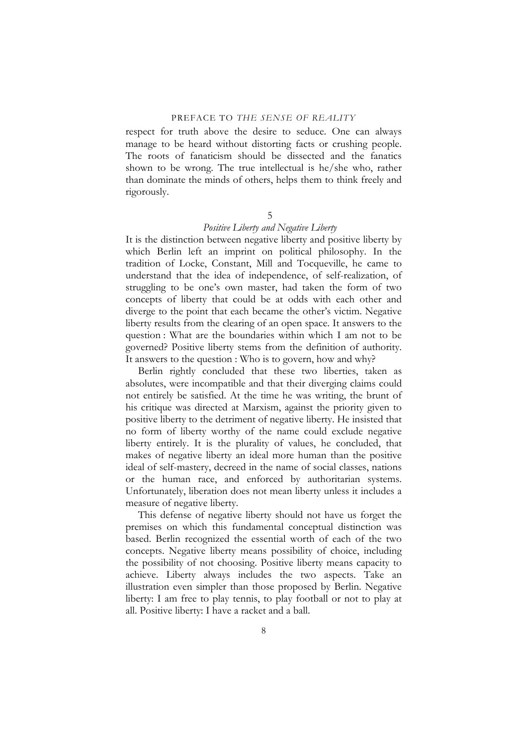respect for truth above the desire to seduce. One can always manage to be heard without distorting facts or crushing people. The roots of fanaticism should be dissected and the fanatics shown to be wrong. The true intellectual is he/she who, rather than dominate the minds of others, helps them to think freely and rigorously.

## 5

### *Positive Liberty and Negative Liberty*

It is the distinction between negative liberty and positive liberty by which Berlin left an imprint on political philosophy. In the tradition of Locke, Constant, Mill and Tocqueville, he came to understand that the idea of independence, of self-realization, of struggling to be one's own master, had taken the form of two concepts of liberty that could be at odds with each other and diverge to the point that each became the other's victim. Negative liberty results from the clearing of an open space. It answers to the question : What are the boundaries within which I am not to be governed? Positive liberty stems from the definition of authority. It answers to the question : Who is to govern, how and why?

Berlin rightly concluded that these two liberties, taken as absolutes, were incompatible and that their diverging claims could not entirely be satisfied. At the time he was writing, the brunt of his critique was directed at Marxism, against the priority given to positive liberty to the detriment of negative liberty. He insisted that no form of liberty worthy of the name could exclude negative liberty entirely. It is the plurality of values, he concluded, that makes of negative liberty an ideal more human than the positive ideal of self-mastery, decreed in the name of social classes, nations or the human race, and enforced by authoritarian systems. Unfortunately, liberation does not mean liberty unless it includes a measure of negative liberty.

This defense of negative liberty should not have us forget the premises on which this fundamental conceptual distinction was based. Berlin recognized the essential worth of each of the two concepts. Negative liberty means possibility of choice, including the possibility of not choosing. Positive liberty means capacity to achieve. Liberty always includes the two aspects. Take an illustration even simpler than those proposed by Berlin. Negative liberty: I am free to play tennis, to play football or not to play at all. Positive liberty: I have a racket and a ball.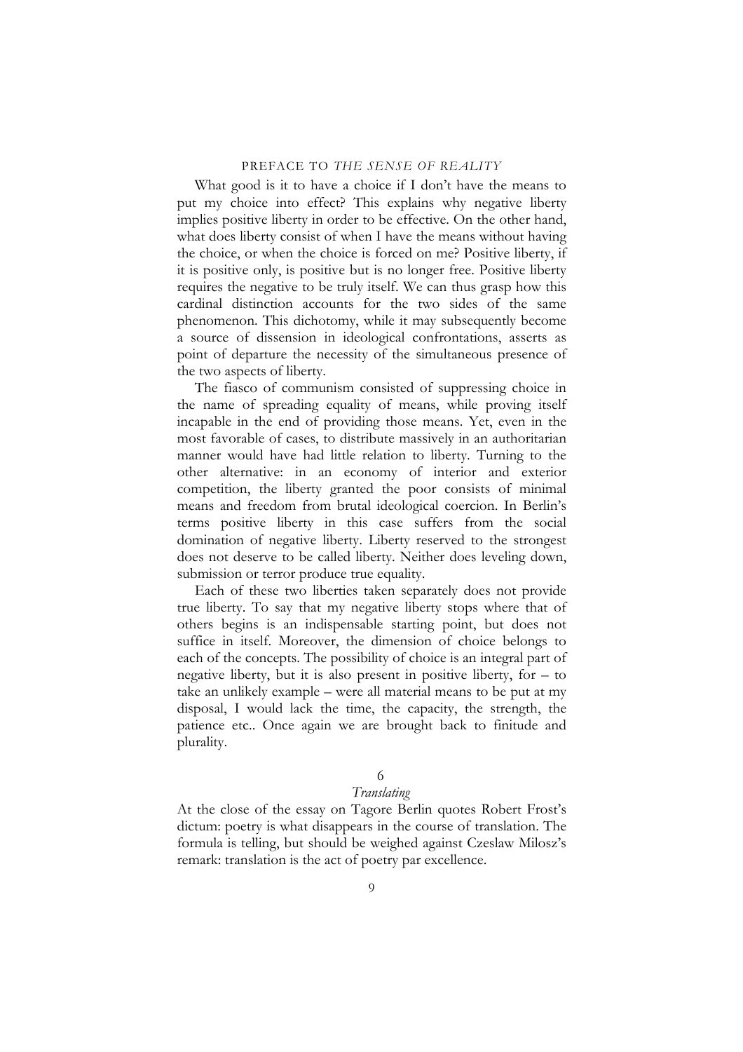What good is it to have a choice if I don't have the means to put my choice into effect? This explains why negative liberty implies positive liberty in order to be effective. On the other hand, what does liberty consist of when I have the means without having the choice, or when the choice is forced on me? Positive liberty, if it is positive only, is positive but is no longer free. Positive liberty requires the negative to be truly itself. We can thus grasp how this cardinal distinction accounts for the two sides of the same phenomenon. This dichotomy, while it may subsequently become a source of dissension in ideological confrontations, asserts as point of departure the necessity of the simultaneous presence of the two aspects of liberty.

The fiasco of communism consisted of suppressing choice in the name of spreading equality of means, while proving itself incapable in the end of providing those means. Yet, even in the most favorable of cases, to distribute massively in an authoritarian manner would have had little relation to liberty. Turning to the other alternative: in an economy of interior and exterior competition, the liberty granted the poor consists of minimal means and freedom from brutal ideological coercion. In Berlin's terms positive liberty in this case suffers from the social domination of negative liberty. Liberty reserved to the strongest does not deserve to be called liberty. Neither does leveling down, submission or terror produce true equality.

Each of these two liberties taken separately does not provide true liberty. To say that my negative liberty stops where that of others begins is an indispensable starting point, but does not suffice in itself. Moreover, the dimension of choice belongs to each of the concepts. The possibility of choice is an integral part of negative liberty, but it is also present in positive liberty, for – to take an unlikely example – were all material means to be put at my disposal, I would lack the time, the capacity, the strength, the patience etc.. Once again we are brought back to finitude and plurality.

## 6
### *Translating*

At the close of the essay on Tagore Berlin quotes Robert Frost's dictum: poetry is what disappears in the course of translation. The formula is telling, but should be weighed against Czeslaw Milosz's remark: translation is the act of poetry par excellence.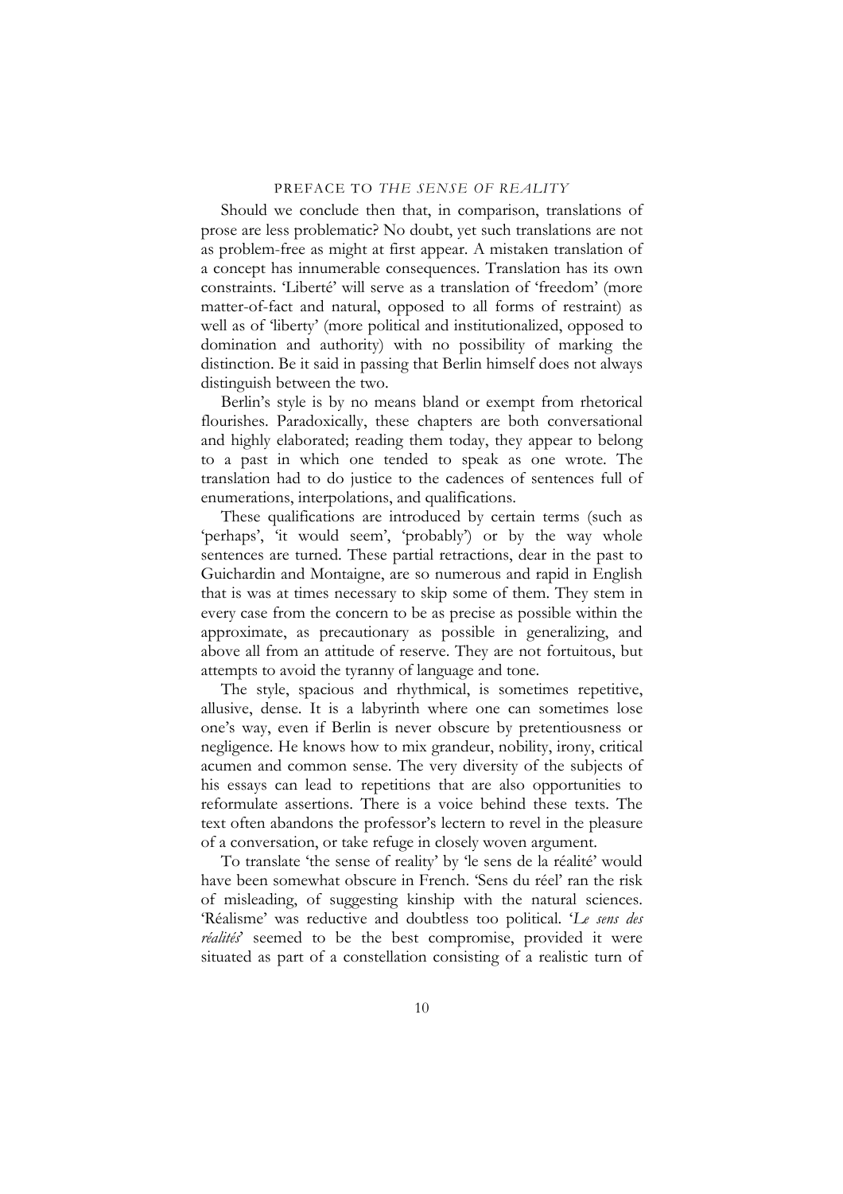Should we conclude then that, in comparison, translations of prose are less problematic? No doubt, yet such translations are not as problem-free as might at first appear. A mistaken translation of a concept has innumerable consequences. Translation has its own constraints. 'Liberté' will serve as a translation of 'freedom' (more matter-of-fact and natural, opposed to all forms of restraint) as well as of 'liberty' (more political and institutionalized, opposed to domination and authority) with no possibility of marking the distinction. Be it said in passing that Berlin himself does not always distinguish between the two.

Berlin's style is by no means bland or exempt from rhetorical flourishes. Paradoxically, these chapters are both conversational and highly elaborated; reading them today, they appear to belong to a past in which one tended to speak as one wrote. The translation had to do justice to the cadences of sentences full of enumerations, interpolations, and qualifications.

These qualifications are introduced by certain terms (such as 'perhaps', 'it would seem', 'probably') or by the way whole sentences are turned. These partial retractions, dear in the past to Guichardin and Montaigne, are so numerous and rapid in English that is was at times necessary to skip some of them. They stem in every case from the concern to be as precise as possible within the approximate, as precautionary as possible in generalizing, and above all from an attitude of reserve. They are not fortuitous, but attempts to avoid the tyranny of language and tone.

The style, spacious and rhythmical, is sometimes repetitive, allusive, dense. It is a labyrinth where one can sometimes lose one's way, even if Berlin is never obscure by pretentiousness or negligence. He knows how to mix grandeur, nobility, irony, critical acumen and common sense. The very diversity of the subjects of his essays can lead to repetitions that are also opportunities to reformulate assertions. There is a voice behind these texts. The text often abandons the professor's lectern to revel in the pleasure of a conversation, or take refuge in closely woven argument.

To translate 'the sense of reality' by 'le sens de la réalité' would have been somewhat obscure in French. 'Sens du réel' ran the risk of misleading, of suggesting kinship with the natural sciences. 'Réalisme' was reductive and doubtless too political. '*Le sens des réalités*' seemed to be the best compromise, provided it were situated as part of a constellation consisting of a realistic turn of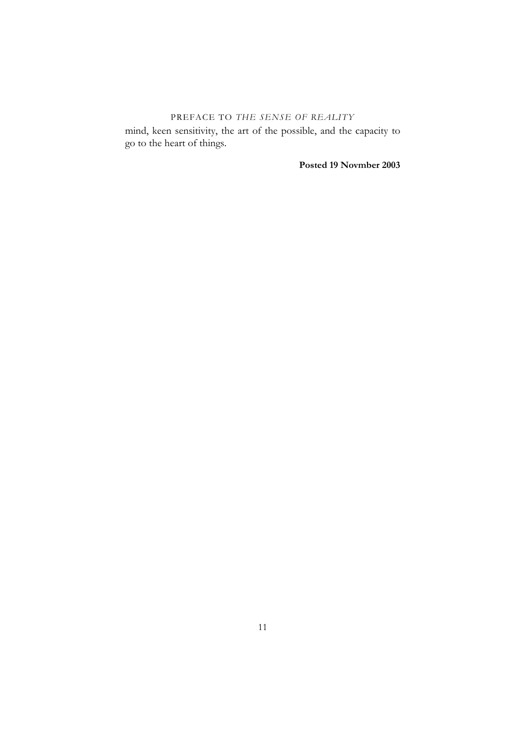mind, keen sensitivity, the art of the possible, and the capacity to go to the heart of things.

**Posted 19 Novmber 2003**